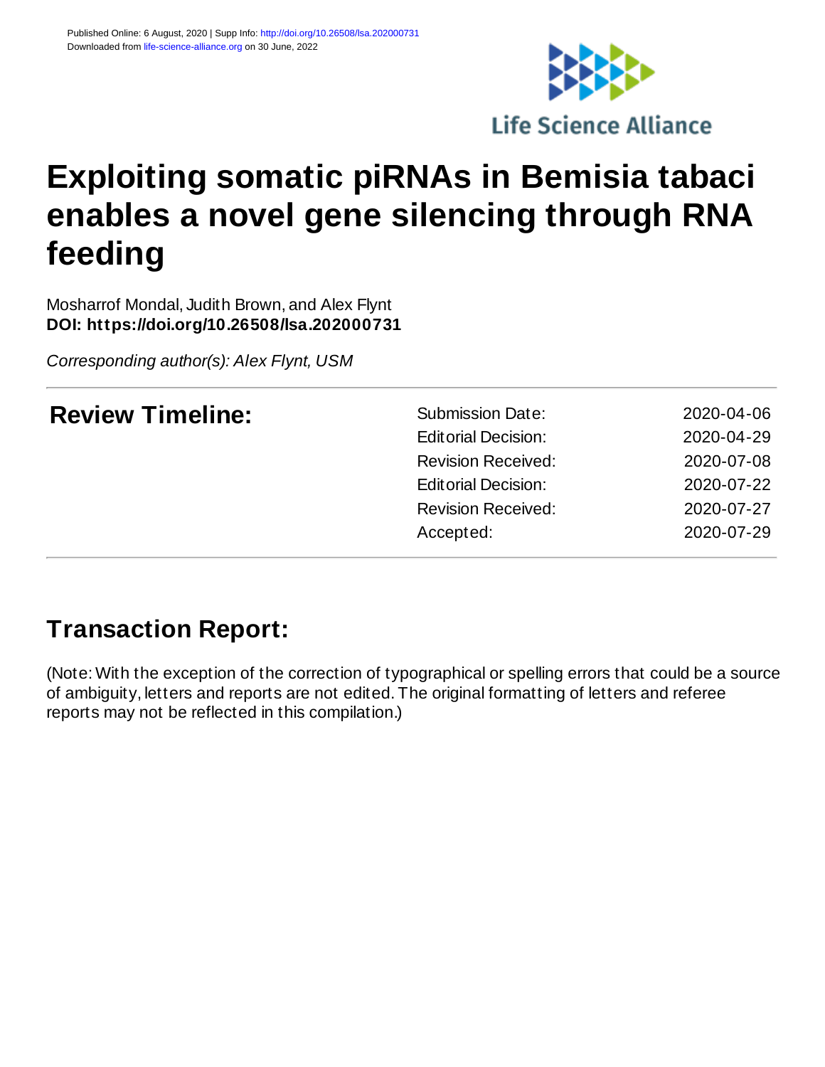Published Online: 6 August, 2020 | Supp Info: http://doi.org/10.26508/lsa.202000731
Downloaded from life-science-alliance.org on 30 June, 2022

Life Science Alliance

# Exploiting somatic piRNAs in Bemisia tabaci enables a novel gene silencing through RNA feeding

Mosharrof Mondal, Judith Brown, and Alex Flynt
**DOI: https://doi.org/10.26508/lsa.202000731**

*Corresponding author(s): Alex Flynt, USM*

| **Review Timeline:** | | |
|---|---|---|
| | Submission Date: | 2020-04-06 |
| | Editorial Decision: | 2020-04-29 |
| | Revision Received: | 2020-07-08 |
| | Editorial Decision: | 2020-07-22 |
| | Revision Received: | 2020-07-27 |
| | Accepted: | 2020-07-29 |

## Transaction Report:

(Note: With the exception of the correction of typographical or spelling errors that could be a source of ambiguity, letters and reports are not edited. The original formatting of letters and referee reports may not be reflected in this compilation.)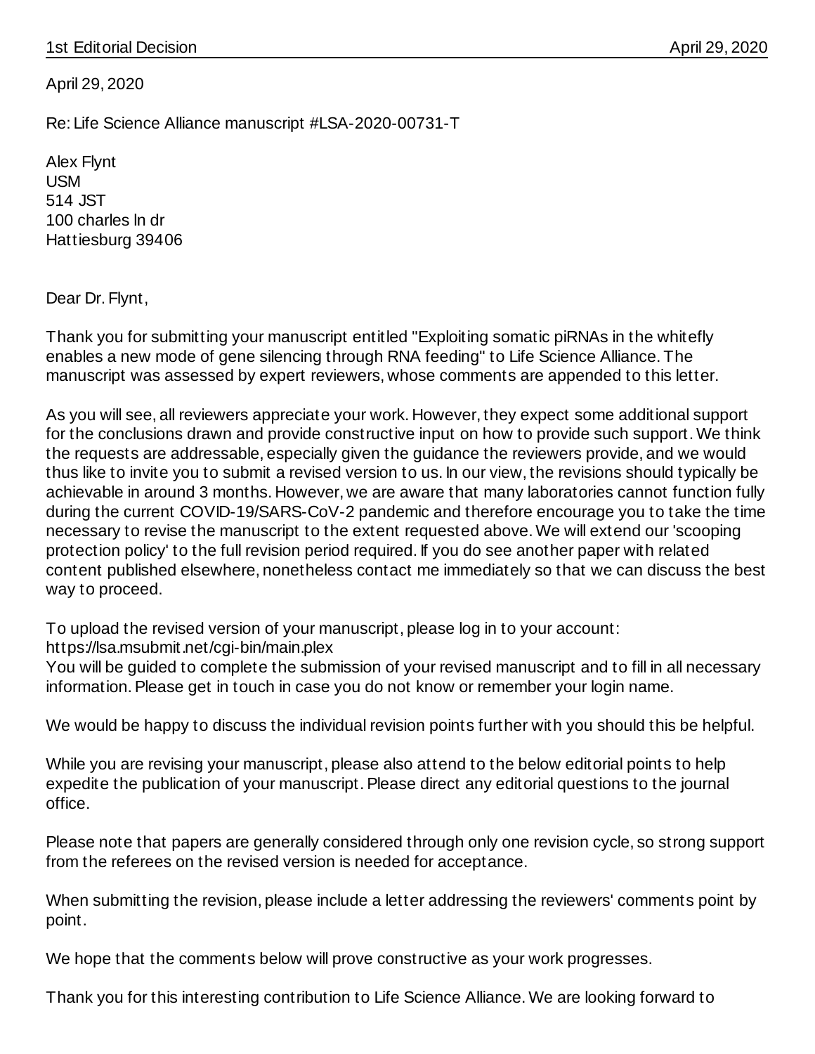1st Editorial Decision April 29, 2020

April 29, 2020

Re: Life Science Alliance manuscript #LSA-2020-00731-T

Alex Flynt
USM
514 JST
100 charles ln dr
Hattiesburg 39406

Dear Dr. Flynt,

Thank you for submitting your manuscript entitled "Exploiting somatic piRNAs in the whitefly enables a new mode of gene silencing through RNA feeding" to Life Science Alliance. The manuscript was assessed by expert reviewers, whose comments are appended to this letter.

As you will see, all reviewers appreciate your work. However, they expect some additional support for the conclusions drawn and provide constructive input on how to provide such support. We think the requests are addressable, especially given the guidance the reviewers provide, and we would thus like to invite you to submit a revised version to us. In our view, the revisions should typically be achievable in around 3 months. However, we are aware that many laboratories cannot function fully during the current COVID-19/SARS-CoV-2 pandemic and therefore encourage you to take the time necessary to revise the manuscript to the extent requested above. We will extend our 'scooping protection policy' to the full revision period required. If you do see another paper with related content published elsewhere, nonetheless contact me immediately so that we can discuss the best way to proceed.

To upload the revised version of your manuscript, please log in to your account:
https://lsa.msubmit.net/cgi-bin/main.plex
You will be guided to complete the submission of your revised manuscript and to fill in all necessary information. Please get in touch in case you do not know or remember your login name.

We would be happy to discuss the individual revision points further with you should this be helpful.

While you are revising your manuscript, please also attend to the below editorial points to help expedite the publication of your manuscript. Please direct any editorial questions to the journal office.

Please note that papers are generally considered through only one revision cycle, so strong support from the referees on the revised version is needed for acceptance.

When submitting the revision, please include a letter addressing the reviewers' comments point by point.

We hope that the comments below will prove constructive as your work progresses.

Thank you for this interesting contribution to Life Science Alliance. We are looking forward to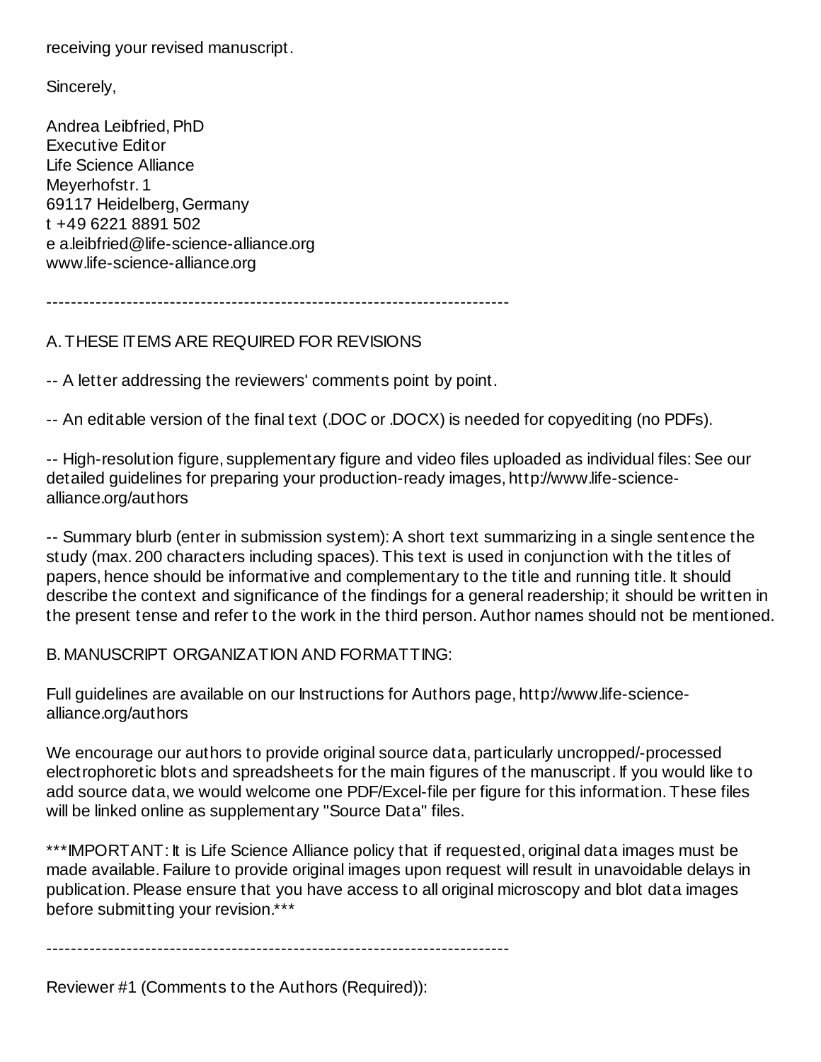receiving your revised manuscript.

Sincerely,

Andrea Leibfried, PhD  
Executive Editor  
Life Science Alliance  
Meyerhofstr. 1  
69117 Heidelberg, Germany  
t +49 6221 8891 502  
e a.leibfried@life-science-alliance.org  
www.life-science-alliance.org

---------------------------------------------------------------------------

A. THESE ITEMS ARE REQUIRED FOR REVISIONS

-- A letter addressing the reviewers' comments point by point.

-- An editable version of the final text (.DOC or .DOCX) is needed for copyediting (no PDFs).

-- High-resolution figure, supplementary figure and video files uploaded as individual files: See our detailed guidelines for preparing your production-ready images, http://www.life-science-alliance.org/authors

-- Summary blurb (enter in submission system): A short text summarizing in a single sentence the study (max. 200 characters including spaces). This text is used in conjunction with the titles of papers, hence should be informative and complementary to the title and running title. It should describe the context and significance of the findings for a general readership; it should be written in the present tense and refer to the work in the third person. Author names should not be mentioned.

B. MANUSCRIPT ORGANIZATION AND FORMATTING:

Full guidelines are available on our Instructions for Authors page, http://www.life-science-alliance.org/authors

We encourage our authors to provide original source data, particularly uncropped/-processed electrophoretic blots and spreadsheets for the main figures of the manuscript. If you would like to add source data, we would welcome one PDF/Excel-file per figure for this information. These files will be linked online as supplementary "Source Data" files.

***IMPORTANT: It is Life Science Alliance policy that if requested, original data images must be made available. Failure to provide original images upon request will result in unavoidable delays in publication. Please ensure that you have access to all original microscopy and blot data images before submitting your revision.***

---------------------------------------------------------------------------

Reviewer #1 (Comments to the Authors (Required)):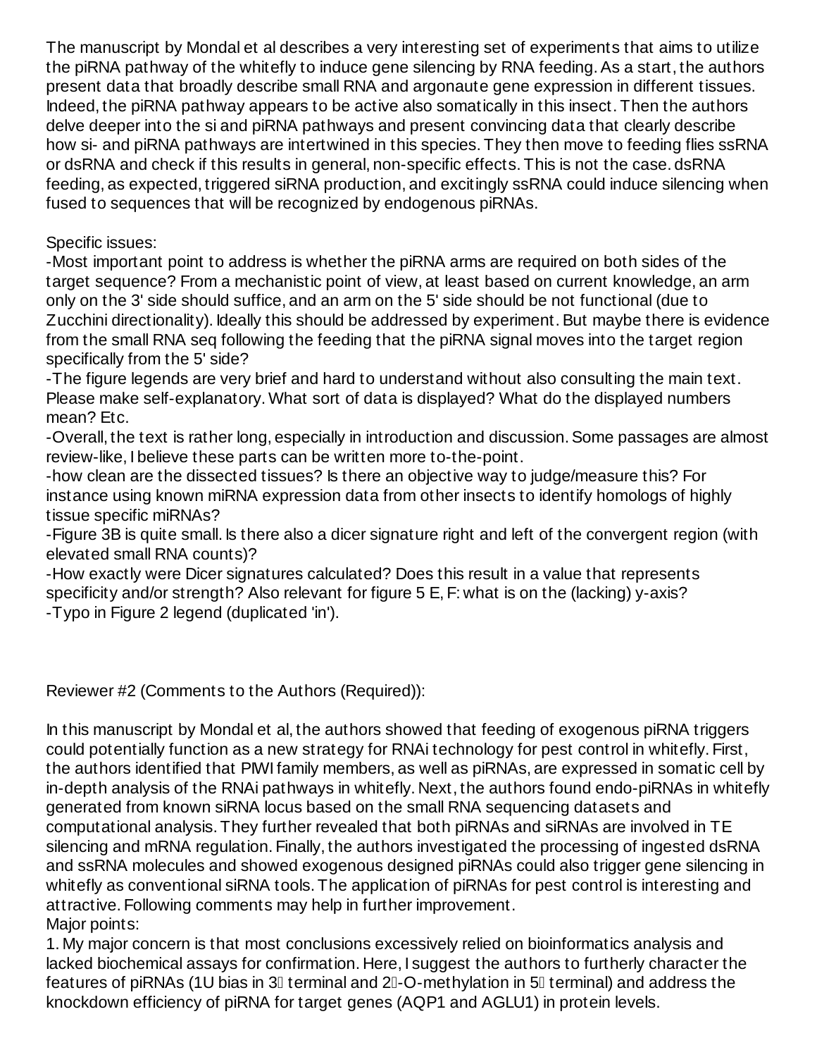The manuscript by Mondal et al describes a very interesting set of experiments that aims to utilize the piRNA pathway of the whitefly to induce gene silencing by RNA feeding. As a start, the authors present data that broadly describe small RNA and argonaute gene expression in different tissues. Indeed, the piRNA pathway appears to be active also somatically in this insect. Then the authors delve deeper into the si and piRNA pathways and present convincing data that clearly describe how si- and piRNA pathways are intertwined in this species. They then move to feeding flies ssRNA or dsRNA and check if this results in general, non-specific effects. This is not the case. dsRNA feeding, as expected, triggered siRNA production, and excitingly ssRNA could induce silencing when fused to sequences that will be recognized by endogenous piRNAs.

Specific issues:

-Most important point to address is whether the piRNA arms are required on both sides of the target sequence? From a mechanistic point of view, at least based on current knowledge, an arm only on the 3' side should suffice, and an arm on the 5' side should be not functional (due to Zucchini directionality). Ideally this should be addressed by experiment. But maybe there is evidence from the small RNA seq following the feeding that the piRNA signal moves into the target region specifically from the 5' side?

-The figure legends are very brief and hard to understand without also consulting the main text. Please make self-explanatory. What sort of data is displayed? What do the displayed numbers mean? Etc.

-Overall, the text is rather long, especially in introduction and discussion. Some passages are almost review-like, I believe these parts can be written more to-the-point.

-how clean are the dissected tissues? Is there an objective way to judge/measure this? For instance using known miRNA expression data from other insects to identify homologs of highly tissue specific miRNAs?

-Figure 3B is quite small. Is there also a dicer signature right and left of the convergent region (with elevated small RNA counts)?

-How exactly were Dicer signatures calculated? Does this result in a value that represents specificity and/or strength? Also relevant for figure 5 E, F: what is on the (lacking) y-axis?

-Typo in Figure 2 legend (duplicated 'in').

Reviewer #2 (Comments to the Authors (Required)):

In this manuscript by Mondal et al, the authors showed that feeding of exogenous piRNA triggers could potentially function as a new strategy for RNAi technology for pest control in whitefly. First, the authors identified that PIWI family members, as well as piRNAs, are expressed in somatic cell by in-depth analysis of the RNAi pathways in whitefly. Next, the authors found endo-piRNAs in whitefly generated from known siRNA locus based on the small RNA sequencing datasets and computational analysis. They further revealed that both piRNAs and siRNAs are involved in TE silencing and mRNA regulation. Finally, the authors investigated the processing of ingested dsRNA and ssRNA molecules and showed exogenous designed piRNAs could also trigger gene silencing in whitefly as conventional siRNA tools. The application of piRNAs for pest control is interesting and attractive. Following comments may help in further improvement.

Major points:

1. My major concern is that most conclusions excessively relied on bioinformatics analysis and lacked biochemical assays for confirmation. Here, I suggest the authors to furtherly character the features of piRNAs (1U bias in 3′ terminal and 2′-O-methylation in 5′ terminal) and address the knockdown efficiency of piRNA for target genes (AQP1 and AGLU1) in protein levels.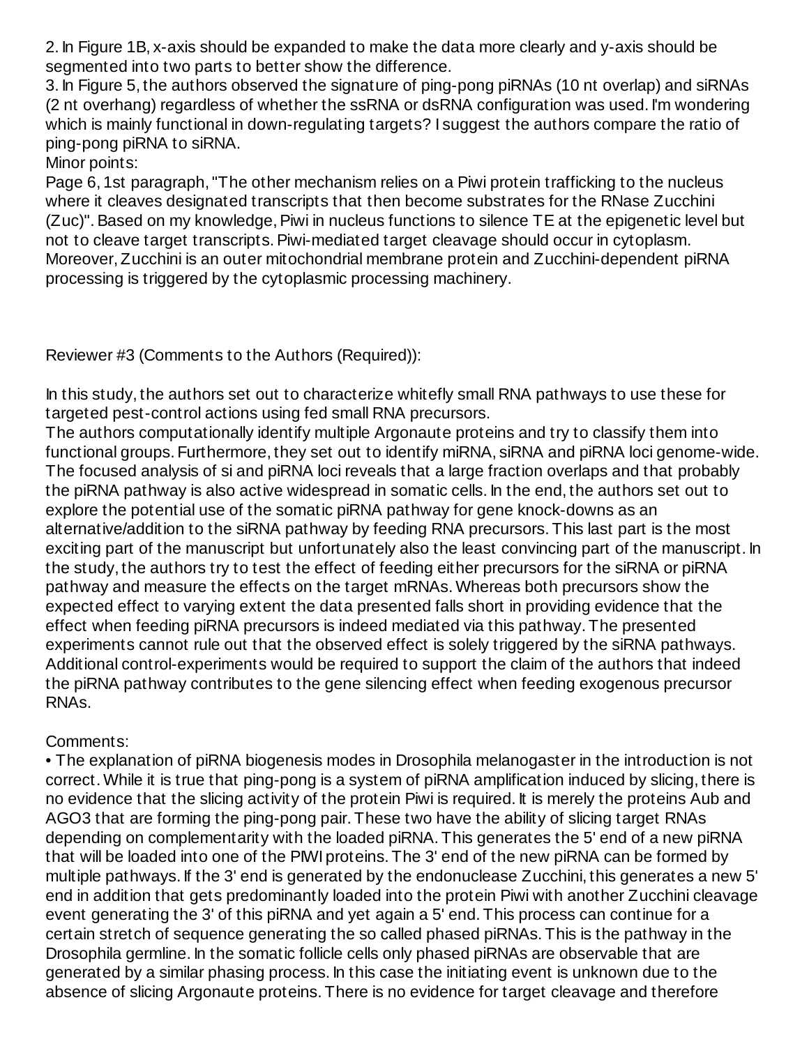2. In Figure 1B, x-axis should be expanded to make the data more clearly and y-axis should be segmented into two parts to better show the difference.

3. In Figure 5, the authors observed the signature of ping-pong piRNAs (10 nt overlap) and siRNAs (2 nt overhang) regardless of whether the ssRNA or dsRNA configuration was used. I'm wondering which is mainly functional in down-regulating targets? I suggest the authors compare the ratio of ping-pong piRNA to siRNA.

Minor points:

Page 6, 1st paragraph, "The other mechanism relies on a Piwi protein trafficking to the nucleus where it cleaves designated transcripts that then become substrates for the RNase Zucchini (Zuc)". Based on my knowledge, Piwi in nucleus functions to silence TE at the epigenetic level but not to cleave target transcripts. Piwi-mediated target cleavage should occur in cytoplasm. Moreover, Zucchini is an outer mitochondrial membrane protein and Zucchini-dependent piRNA processing is triggered by the cytoplasmic processing machinery.

Reviewer #3 (Comments to the Authors (Required)):

In this study, the authors set out to characterize whitefly small RNA pathways to use these for targeted pest-control actions using fed small RNA precursors.

The authors computationally identify multiple Argonaute proteins and try to classify them into functional groups. Furthermore, they set out to identify miRNA, siRNA and piRNA loci genome-wide. The focused analysis of si and piRNA loci reveals that a large fraction overlaps and that probably the piRNA pathway is also active widespread in somatic cells. In the end, the authors set out to explore the potential use of the somatic piRNA pathway for gene knock-downs as an alternative/addition to the siRNA pathway by feeding RNA precursors. This last part is the most exciting part of the manuscript but unfortunately also the least convincing part of the manuscript. In the study, the authors try to test the effect of feeding either precursors for the siRNA or piRNA pathway and measure the effects on the target mRNAs. Whereas both precursors show the expected effect to varying extent the data presented falls short in providing evidence that the effect when feeding piRNA precursors is indeed mediated via this pathway. The presented experiments cannot rule out that the observed effect is solely triggered by the siRNA pathways. Additional control-experiments would be required to support the claim of the authors that indeed the piRNA pathway contributes to the gene silencing effect when feeding exogenous precursor RNAs.

Comments:

• The explanation of piRNA biogenesis modes in Drosophila melanogaster in the introduction is not correct. While it is true that ping-pong is a system of piRNA amplification induced by slicing, there is no evidence that the slicing activity of the protein Piwi is required. It is merely the proteins Aub and AGO3 that are forming the ping-pong pair. These two have the ability of slicing target RNAs depending on complementarity with the loaded piRNA. This generates the 5' end of a new piRNA that will be loaded into one of the PIWI proteins. The 3' end of the new piRNA can be formed by multiple pathways. If the 3' end is generated by the endonuclease Zucchini, this generates a new 5' end in addition that gets predominantly loaded into the protein Piwi with another Zucchini cleavage event generating the 3' of this piRNA and yet again a 5' end. This process can continue for a certain stretch of sequence generating the so called phased piRNAs. This is the pathway in the Drosophila germline. In the somatic follicle cells only phased piRNAs are observable that are generated by a similar phasing process. In this case the initiating event is unknown due to the absence of slicing Argonaute proteins. There is no evidence for target cleavage and therefore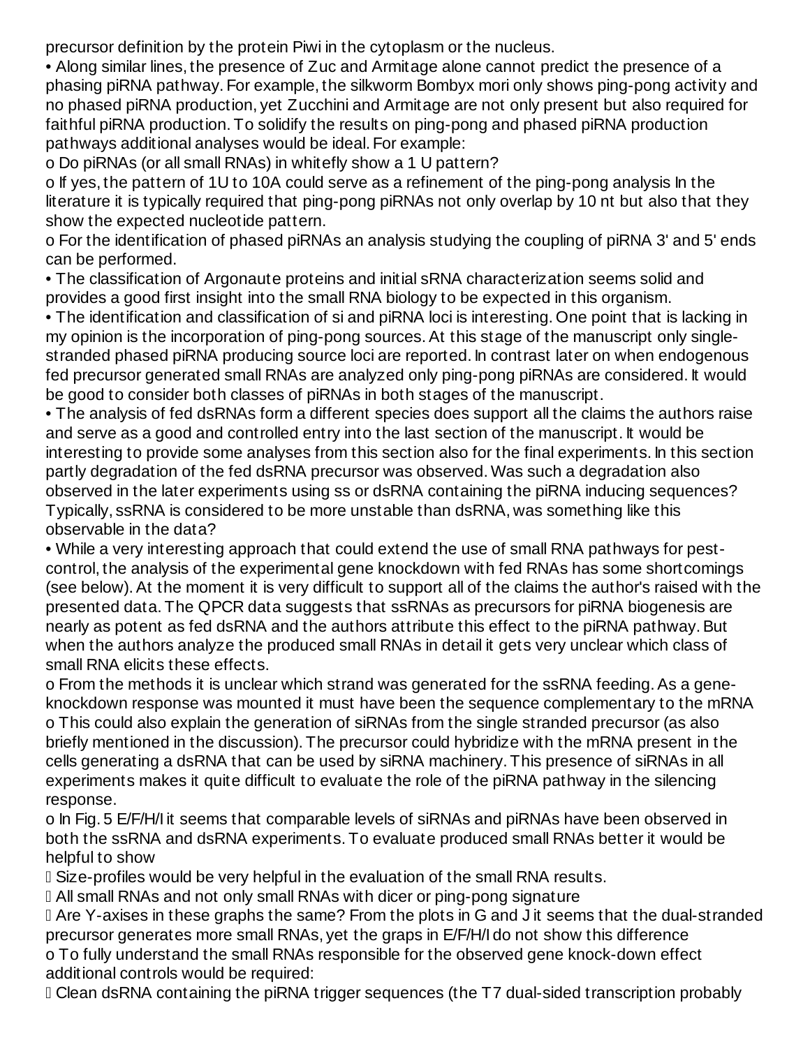precursor definition by the protein Piwi in the cytoplasm or the nucleus.

- Along similar lines, the presence of Zuc and Armitage alone cannot predict the presence of a phasing piRNA pathway. For example, the silkworm Bombyx mori only shows ping-pong activity and no phased piRNA production, yet Zucchini and Armitage are not only present but also required for faithful piRNA production. To solidify the results on ping-pong and phased piRNA production pathways additional analyses would be ideal. For example:
  - o Do piRNAs (or all small RNAs) in whitefly show a 1 U pattern?
  - o If yes, the pattern of 1U to 10A could serve as a refinement of the ping-pong analysis In the literature it is typically required that ping-pong piRNAs not only overlap by 10 nt but also that they show the expected nucleotide pattern.
  - o For the identification of phased piRNAs an analysis studying the coupling of piRNA 3' and 5' ends can be performed.
- The classification of Argonaute proteins and initial sRNA characterization seems solid and provides a good first insight into the small RNA biology to be expected in this organism.
- The identification and classification of si and piRNA loci is interesting. One point that is lacking in my opinion is the incorporation of ping-pong sources. At this stage of the manuscript only single-stranded phased piRNA producing source loci are reported. In contrast later on when endogenous fed precursor generated small RNAs are analyzed only ping-pong piRNAs are considered. It would be good to consider both classes of piRNAs in both stages of the manuscript.
- The analysis of fed dsRNAs form a different species does support all the claims the authors raise and serve as a good and controlled entry into the last section of the manuscript. It would be interesting to provide some analyses from this section also for the final experiments. In this section partly degradation of the fed dsRNA precursor was observed. Was such a degradation also observed in the later experiments using ss or dsRNA containing the piRNA inducing sequences? Typically, ssRNA is considered to be more unstable than dsRNA, was something like this observable in the data?
- While a very interesting approach that could extend the use of small RNA pathways for pest-control, the analysis of the experimental gene knockdown with fed RNAs has some shortcomings (see below). At the moment it is very difficult to support all of the claims the author's raised with the presented data. The QPCR data suggests that ssRNAs as precursors for piRNA biogenesis are nearly as potent as fed dsRNA and the authors attribute this effect to the piRNA pathway. But when the authors analyze the produced small RNAs in detail it gets very unclear which class of small RNA elicits these effects.
  - o From the methods it is unclear which strand was generated for the ssRNA feeding. As a gene-knockdown response was mounted it must have been the sequence complementary to the mRNA
  - o This could also explain the generation of siRNAs from the single stranded precursor (as also briefly mentioned in the discussion). The precursor could hybridize with the mRNA present in the cells generating a dsRNA that can be used by siRNA machinery. This presence of siRNAs in all experiments makes it quite difficult to evaluate the role of the piRNA pathway in the silencing response.
  - o In Fig. 5 E/F/H/I it seems that comparable levels of siRNAs and piRNAs have been observed in both the ssRNA and dsRNA experiments. To evaluate produced small RNAs better it would be helpful to show
    -  Size-profiles would be very helpful in the evaluation of the small RNA results.
    -  All small RNAs and not only small RNAs with dicer or ping-pong signature
    -  Are Y-axises in these graphs the same? From the plots in G and J it seems that the dual-stranded precursor generates more small RNAs, yet the graps in E/F/H/I do not show this difference
  - o To fully understand the small RNAs responsible for the observed gene knock-down effect additional controls would be required:
    -  Clean dsRNA containing the piRNA trigger sequences (the T7 dual-sided transcription probably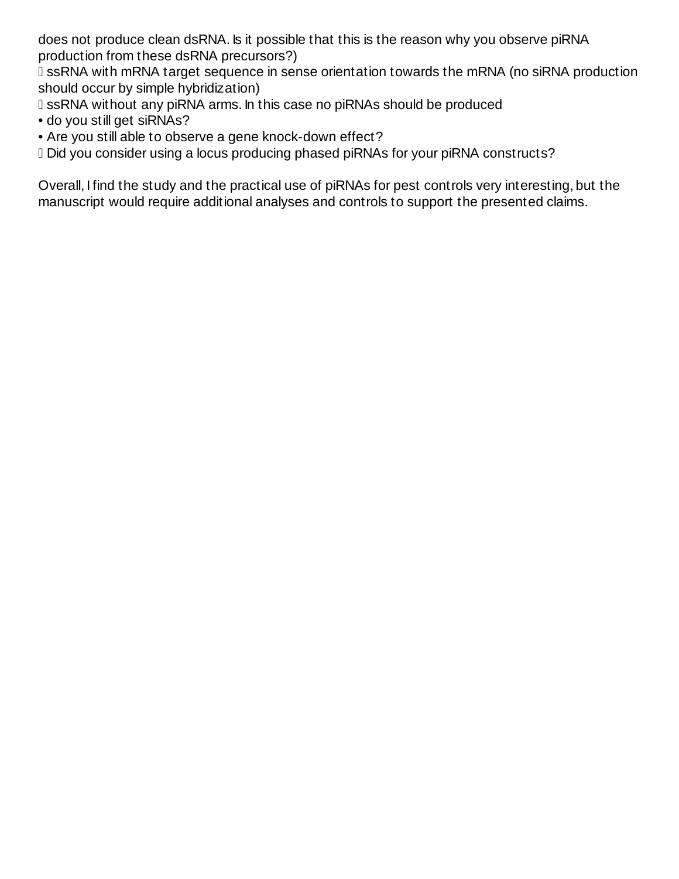does not produce clean dsRNA. Is it possible that this is the reason why you observe piRNA production from these dsRNA precursors?)

- ssRNA with mRNA target sequence in sense orientation towards the mRNA (no siRNA production should occur by simple hybridization)
- ssRNA without any piRNA arms. In this case no piRNAs should be produced
  - do you still get siRNAs?
  - Are you still able to observe a gene knock-down effect?
- Did you consider using a locus producing phased piRNAs for your piRNA constructs?

Overall, I find the study and the practical use of piRNAs for pest controls very interesting, but the manuscript would require additional analyses and controls to support the presented claims.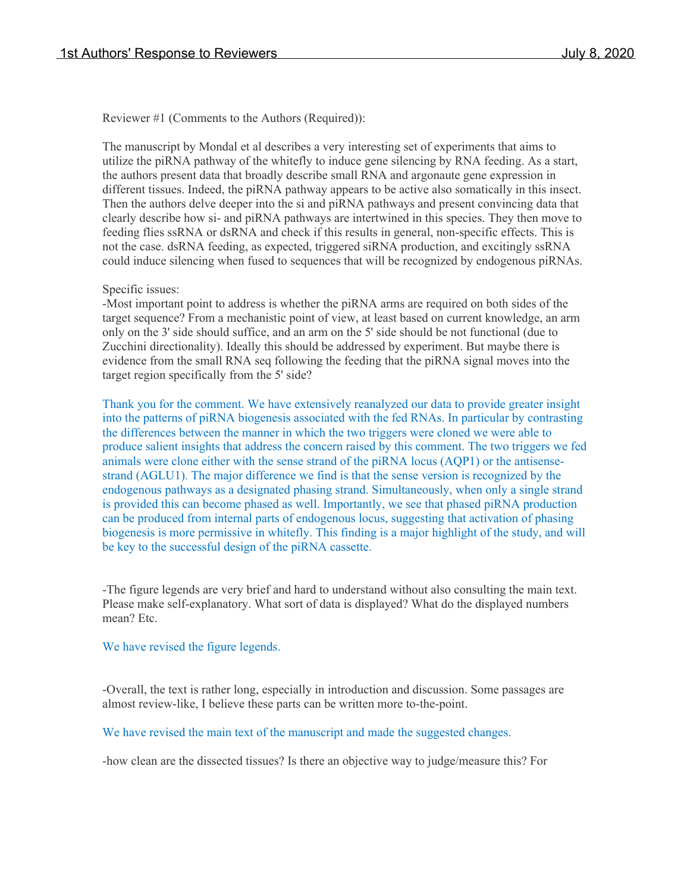Reviewer #1 (Comments to the Authors (Required)):

The manuscript by Mondal et al describes a very interesting set of experiments that aims to utilize the piRNA pathway of the whitefly to induce gene silencing by RNA feeding. As a start, the authors present data that broadly describe small RNA and argonaute gene expression in different tissues. Indeed, the piRNA pathway appears to be active also somatically in this insect. Then the authors delve deeper into the si and piRNA pathways and present convincing data that clearly describe how si- and piRNA pathways are intertwined in this species. They then move to feeding flies ssRNA or dsRNA and check if this results in general, non-specific effects. This is not the case. dsRNA feeding, as expected, triggered siRNA production, and excitingly ssRNA could induce silencing when fused to sequences that will be recognized by endogenous piRNAs.

Specific issues:

-Most important point to address is whether the piRNA arms are required on both sides of the target sequence? From a mechanistic point of view, at least based on current knowledge, an arm only on the 3' side should suffice, and an arm on the 5' side should be not functional (due to Zucchini directionality). Ideally this should be addressed by experiment. But maybe there is evidence from the small RNA seq following the feeding that the piRNA signal moves into the target region specifically from the 5' side?

Thank you for the comment. We have extensively reanalyzed our data to provide greater insight into the patterns of piRNA biogenesis associated with the fed RNAs. In particular by contrasting the differences between the manner in which the two triggers were cloned we were able to produce salient insights that address the concern raised by this comment. The two triggers we fed animals were clone either with the sense strand of the piRNA locus (AQP1) or the antisense-strand (AGLU1). The major difference we find is that the sense version is recognized by the endogenous pathways as a designated phasing strand. Simultaneously, when only a single strand is provided this can become phased as well. Importantly, we see that phased piRNA production can be produced from internal parts of endogenous locus, suggesting that activation of phasing biogenesis is more permissive in whitefly. This finding is a major highlight of the study, and will be key to the successful design of the piRNA cassette.

-The figure legends are very brief and hard to understand without also consulting the main text. Please make self-explanatory. What sort of data is displayed? What do the displayed numbers mean? Etc.

We have revised the figure legends.

-Overall, the text is rather long, especially in introduction and discussion. Some passages are almost review-like, I believe these parts can be written more to-the-point.

We have revised the main text of the manuscript and made the suggested changes.

-how clean are the dissected tissues? Is there an objective way to judge/measure this? For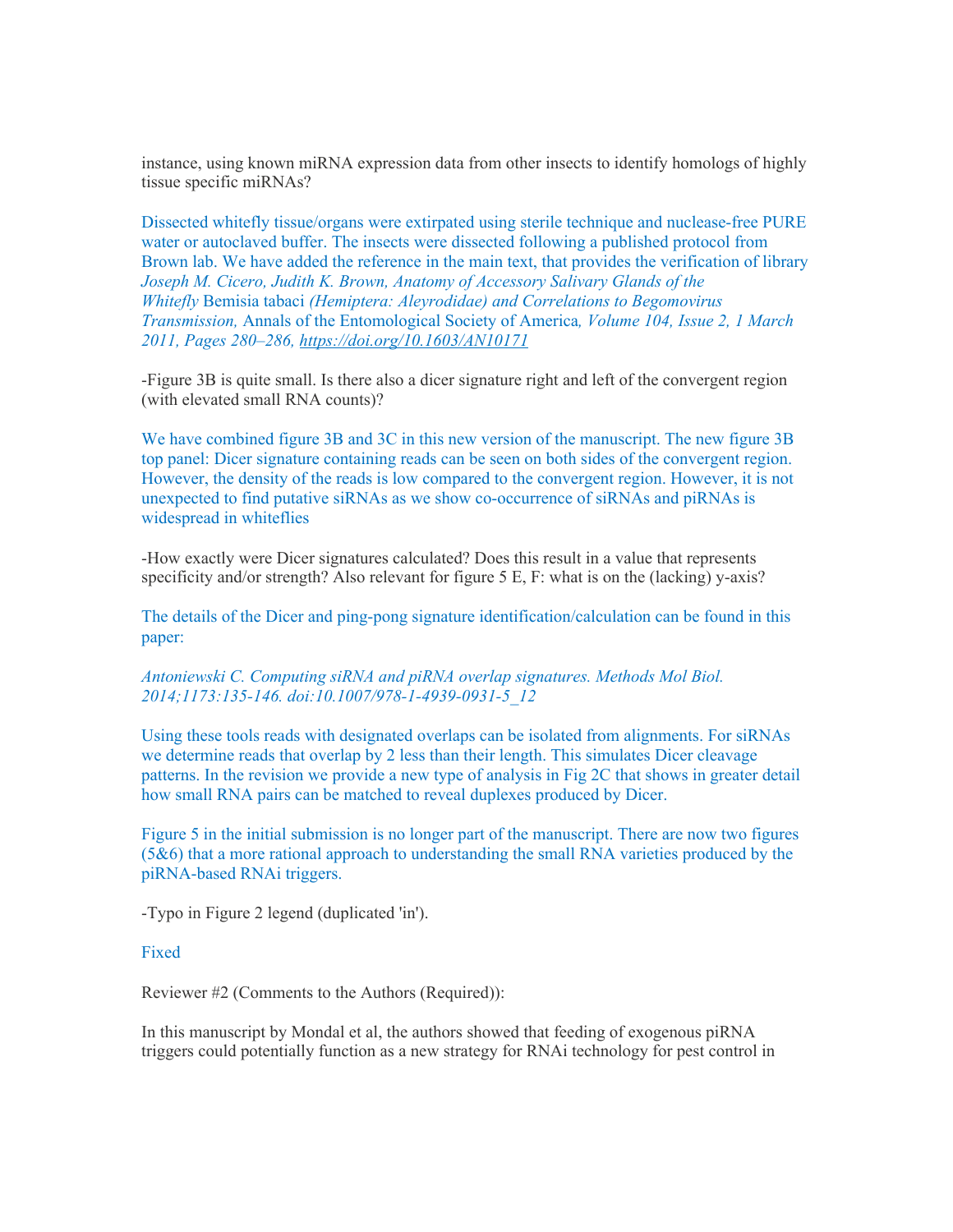instance, using known miRNA expression data from other insects to identify homologs of highly tissue specific miRNAs?

Dissected whitefly tissue/organs were extirpated using sterile technique and nuclease-free PURE water or autoclaved buffer. The insects were dissected following a published protocol from Brown lab. We have added the reference in the main text, that provides the verification of library *Joseph M. Cicero, Judith K. Brown, Anatomy of Accessory Salivary Glands of the Whitefly* Bemisia tabaci *(Hemiptera: Aleyrodidae) and Correlations to Begomovirus Transmission,* Annals of the Entomological Society of America*, Volume 104, Issue 2, 1 March 2011, Pages 280–286,* https://doi.org/10.1603/AN10171

-Figure 3B is quite small. Is there also a dicer signature right and left of the convergent region (with elevated small RNA counts)?

We have combined figure 3B and 3C in this new version of the manuscript. The new figure 3B top panel: Dicer signature containing reads can be seen on both sides of the convergent region. However, the density of the reads is low compared to the convergent region. However, it is not unexpected to find putative siRNAs as we show co-occurrence of siRNAs and piRNAs is widespread in whiteflies

-How exactly were Dicer signatures calculated? Does this result in a value that represents specificity and/or strength? Also relevant for figure 5 E, F: what is on the (lacking) y-axis?

The details of the Dicer and ping-pong signature identification/calculation can be found in this paper:

*Antoniewski C. Computing siRNA and piRNA overlap signatures. Methods Mol Biol. 2014;1173:135-146. doi:10.1007/978-1-4939-0931-5_12*

Using these tools reads with designated overlaps can be isolated from alignments. For siRNAs we determine reads that overlap by 2 less than their length. This simulates Dicer cleavage patterns. In the revision we provide a new type of analysis in Fig 2C that shows in greater detail how small RNA pairs can be matched to reveal duplexes produced by Dicer.

Figure 5 in the initial submission is no longer part of the manuscript. There are now two figures (5&6) that a more rational approach to understanding the small RNA varieties produced by the piRNA-based RNAi triggers.

-Typo in Figure 2 legend (duplicated 'in').

Fixed

Reviewer #2 (Comments to the Authors (Required)):

In this manuscript by Mondal et al, the authors showed that feeding of exogenous piRNA triggers could potentially function as a new strategy for RNAi technology for pest control in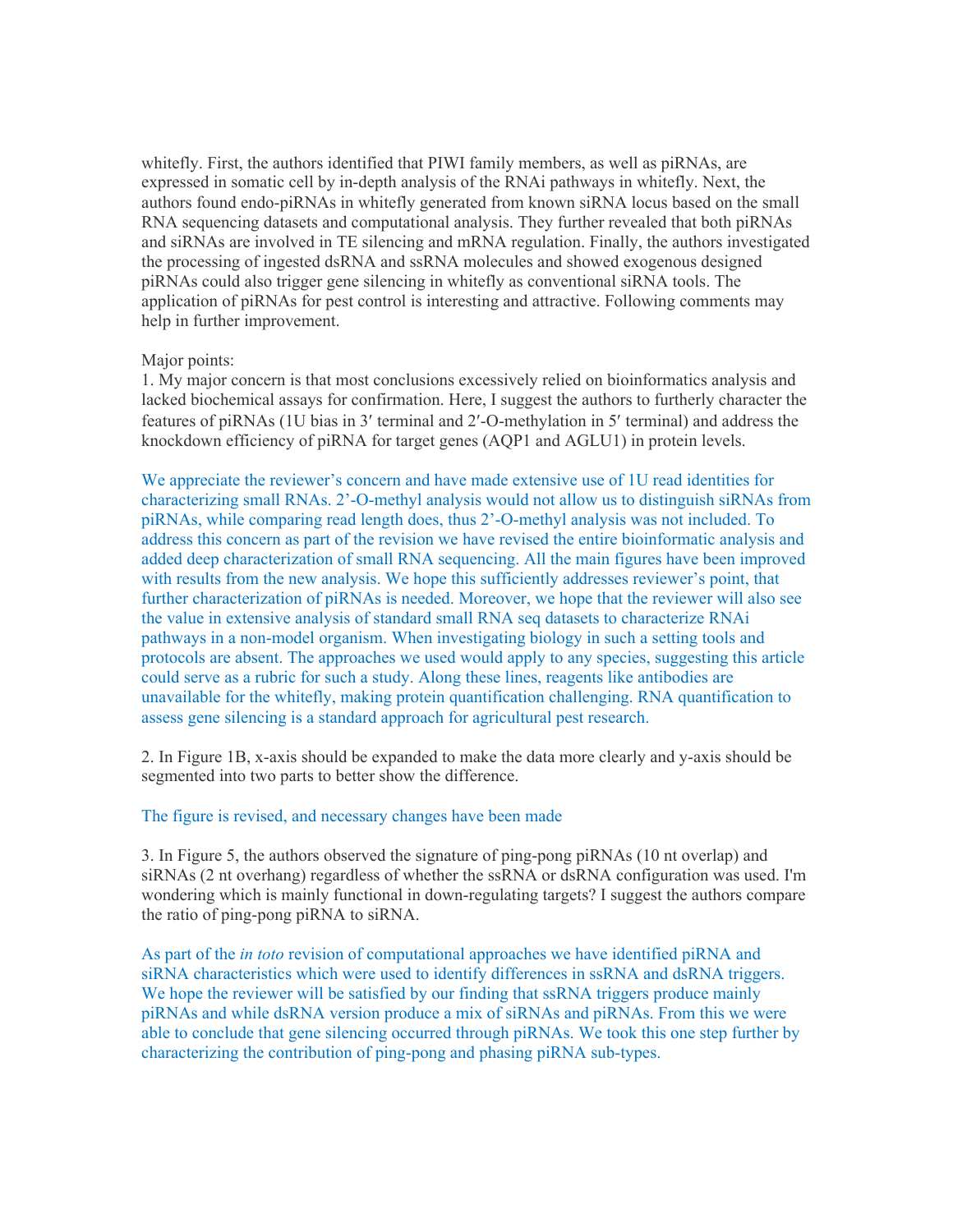whitefly. First, the authors identified that PIWI family members, as well as piRNAs, are expressed in somatic cell by in-depth analysis of the RNAi pathways in whitefly. Next, the authors found endo-piRNAs in whitefly generated from known siRNA locus based on the small RNA sequencing datasets and computational analysis. They further revealed that both piRNAs and siRNAs are involved in TE silencing and mRNA regulation. Finally, the authors investigated the processing of ingested dsRNA and ssRNA molecules and showed exogenous designed piRNAs could also trigger gene silencing in whitefly as conventional siRNA tools. The application of piRNAs for pest control is interesting and attractive. Following comments may help in further improvement.

Major points:

1. My major concern is that most conclusions excessively relied on bioinformatics analysis and lacked biochemical assays for confirmation. Here, I suggest the authors to furtherly character the features of piRNAs (1U bias in 3′ terminal and 2′-O-methylation in 5′ terminal) and address the knockdown efficiency of piRNA for target genes (AQP1 and AGLU1) in protein levels.

We appreciate the reviewer's concern and have made extensive use of 1U read identities for characterizing small RNAs. 2'-O-methyl analysis would not allow us to distinguish siRNAs from piRNAs, while comparing read length does, thus 2'-O-methyl analysis was not included. To address this concern as part of the revision we have revised the entire bioinformatic analysis and added deep characterization of small RNA sequencing. All the main figures have been improved with results from the new analysis. We hope this sufficiently addresses reviewer's point, that further characterization of piRNAs is needed. Moreover, we hope that the reviewer will also see the value in extensive analysis of standard small RNA seq datasets to characterize RNAi pathways in a non-model organism. When investigating biology in such a setting tools and protocols are absent. The approaches we used would apply to any species, suggesting this article could serve as a rubric for such a study. Along these lines, reagents like antibodies are unavailable for the whitefly, making protein quantification challenging. RNA quantification to assess gene silencing is a standard approach for agricultural pest research.

2. In Figure 1B, x-axis should be expanded to make the data more clearly and y-axis should be segmented into two parts to better show the difference.

The figure is revised, and necessary changes have been made

3. In Figure 5, the authors observed the signature of ping-pong piRNAs (10 nt overlap) and siRNAs (2 nt overhang) regardless of whether the ssRNA or dsRNA configuration was used. I'm wondering which is mainly functional in down-regulating targets? I suggest the authors compare the ratio of ping-pong piRNA to siRNA.

As part of the *in toto* revision of computational approaches we have identified piRNA and siRNA characteristics which were used to identify differences in ssRNA and dsRNA triggers. We hope the reviewer will be satisfied by our finding that ssRNA triggers produce mainly piRNAs and while dsRNA version produce a mix of siRNAs and piRNAs. From this we were able to conclude that gene silencing occurred through piRNAs. We took this one step further by characterizing the contribution of ping-pong and phasing piRNA sub-types.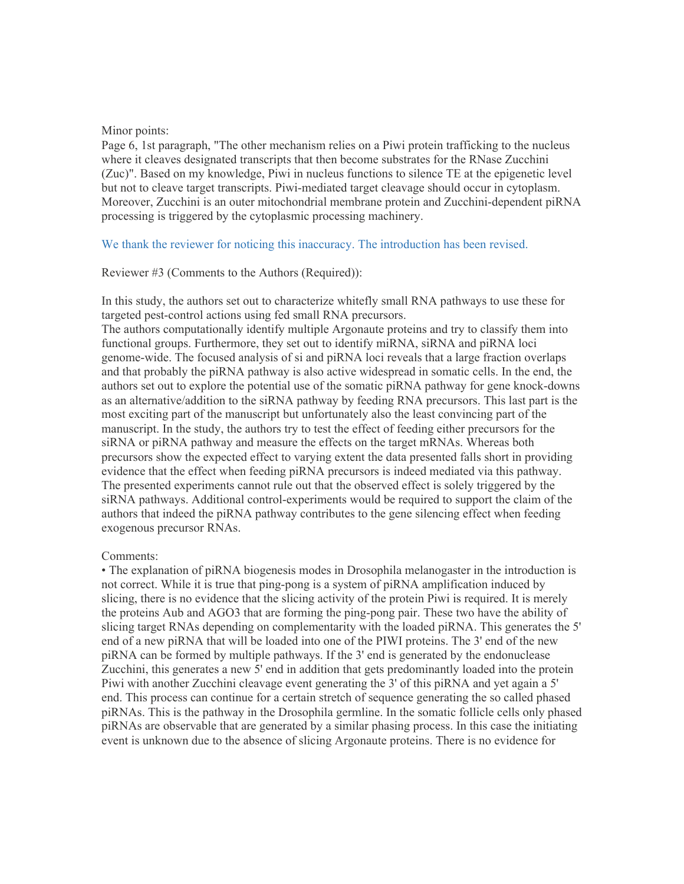Minor points:
Page 6, 1st paragraph, "The other mechanism relies on a Piwi protein trafficking to the nucleus where it cleaves designated transcripts that then become substrates for the RNase Zucchini (Zuc)". Based on my knowledge, Piwi in nucleus functions to silence TE at the epigenetic level but not to cleave target transcripts. Piwi-mediated target cleavage should occur in cytoplasm. Moreover, Zucchini is an outer mitochondrial membrane protein and Zucchini-dependent piRNA processing is triggered by the cytoplasmic processing machinery.

We thank the reviewer for noticing this inaccuracy. The introduction has been revised.

Reviewer #3 (Comments to the Authors (Required)):

In this study, the authors set out to characterize whitefly small RNA pathways to use these for targeted pest-control actions using fed small RNA precursors.
The authors computationally identify multiple Argonaute proteins and try to classify them into functional groups. Furthermore, they set out to identify miRNA, siRNA and piRNA loci genome-wide. The focused analysis of si and piRNA loci reveals that a large fraction overlaps and that probably the piRNA pathway is also active widespread in somatic cells. In the end, the authors set out to explore the potential use of the somatic piRNA pathway for gene knock-downs as an alternative/addition to the siRNA pathway by feeding RNA precursors. This last part is the most exciting part of the manuscript but unfortunately also the least convincing part of the manuscript. In the study, the authors try to test the effect of feeding either precursors for the siRNA or piRNA pathway and measure the effects on the target mRNAs. Whereas both precursors show the expected effect to varying extent the data presented falls short in providing evidence that the effect when feeding piRNA precursors is indeed mediated via this pathway. The presented experiments cannot rule out that the observed effect is solely triggered by the siRNA pathways. Additional control-experiments would be required to support the claim of the authors that indeed the piRNA pathway contributes to the gene silencing effect when feeding exogenous precursor RNAs.

Comments:

- The explanation of piRNA biogenesis modes in Drosophila melanogaster in the introduction is not correct. While it is true that ping-pong is a system of piRNA amplification induced by slicing, there is no evidence that the slicing activity of the protein Piwi is required. It is merely the proteins Aub and AGO3 that are forming the ping-pong pair. These two have the ability of slicing target RNAs depending on complementarity with the loaded piRNA. This generates the 5' end of a new piRNA that will be loaded into one of the PIWI proteins. The 3' end of the new piRNA can be formed by multiple pathways. If the 3' end is generated by the endonuclease Zucchini, this generates a new 5' end in addition that gets predominantly loaded into the protein Piwi with another Zucchini cleavage event generating the 3' of this piRNA and yet again a 5' end. This process can continue for a certain stretch of sequence generating the so called phased piRNAs. This is the pathway in the Drosophila germline. In the somatic follicle cells only phased piRNAs are observable that are generated by a similar phasing process. In this case the initiating event is unknown due to the absence of slicing Argonaute proteins. There is no evidence for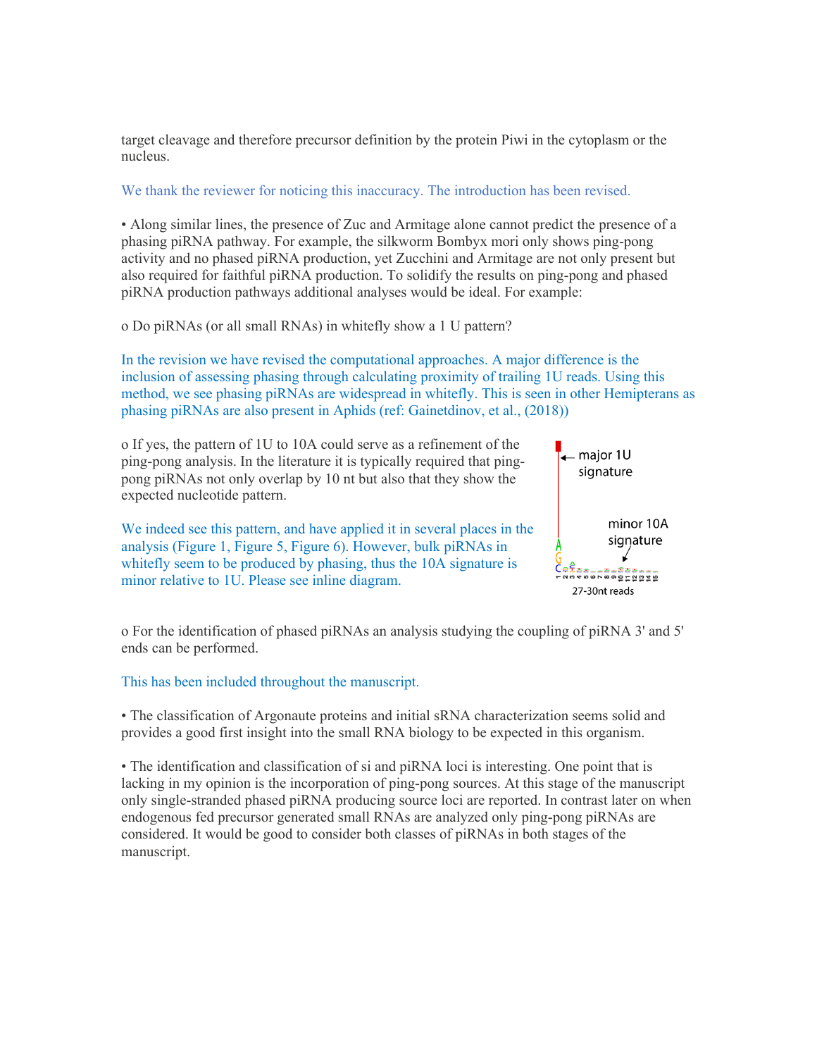target cleavage and therefore precursor definition by the protein Piwi in the cytoplasm or the nucleus.

We thank the reviewer for noticing this inaccuracy. The introduction has been revised.

• Along similar lines, the presence of Zuc and Armitage alone cannot predict the presence of a phasing piRNA pathway. For example, the silkworm Bombyx mori only shows ping-pong activity and no phased piRNA production, yet Zucchini and Armitage are not only present but also required for faithful piRNA production. To solidify the results on ping-pong and phased piRNA production pathways additional analyses would be ideal. For example:

o Do piRNAs (or all small RNAs) in whitefly show a 1 U pattern?

In the revision we have revised the computational approaches. A major difference is the inclusion of assessing phasing through calculating proximity of trailing 1U reads. Using this method, we see phasing piRNAs are widespread in whitefly. This is seen in other Hemipterans as phasing piRNAs are also present in Aphids (ref: Gainetdinov, et al., (2018))

o If yes, the pattern of 1U to 10A could serve as a refinement of the ping-pong analysis. In the literature it is typically required that ping-pong piRNAs not only overlap by 10 nt but also that they show the expected nucleotide pattern.

We indeed see this pattern, and have applied it in several places in the analysis (Figure 1, Figure 5, Figure 6). However, bulk piRNAs in whitefly seem to be produced by phasing, thus the 10A signature is minor relative to 1U. Please see inline diagram.

major 1U signature

minor 10A signature

27-30nt reads

o For the identification of phased piRNAs an analysis studying the coupling of piRNA 3' and 5' ends can be performed.

This has been included throughout the manuscript.

• The classification of Argonaute proteins and initial sRNA characterization seems solid and provides a good first insight into the small RNA biology to be expected in this organism.

• The identification and classification of si and piRNA loci is interesting. One point that is lacking in my opinion is the incorporation of ping-pong sources. At this stage of the manuscript only single-stranded phased piRNA producing source loci are reported. In contrast later on when endogenous fed precursor generated small RNAs are analyzed only ping-pong piRNAs are considered. It would be good to consider both classes of piRNAs in both stages of the manuscript.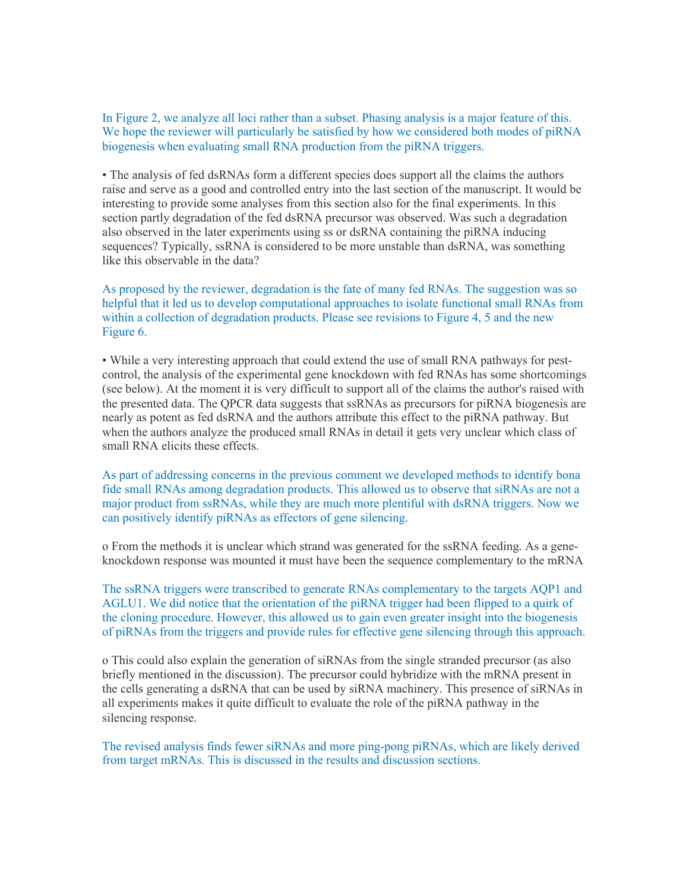In Figure 2, we analyze all loci rather than a subset. Phasing analysis is a major feature of this. We hope the reviewer will particularly be satisfied by how we considered both modes of piRNA biogenesis when evaluating small RNA production from the piRNA triggers.

• The analysis of fed dsRNAs form a different species does support all the claims the authors raise and serve as a good and controlled entry into the last section of the manuscript. It would be interesting to provide some analyses from this section also for the final experiments. In this section partly degradation of the fed dsRNA precursor was observed. Was such a degradation also observed in the later experiments using ss or dsRNA containing the piRNA inducing sequences? Typically, ssRNA is considered to be more unstable than dsRNA, was something like this observable in the data?

As proposed by the reviewer, degradation is the fate of many fed RNAs. The suggestion was so helpful that it led us to develop computational approaches to isolate functional small RNAs from within a collection of degradation products. Please see revisions to Figure 4, 5 and the new Figure 6.

• While a very interesting approach that could extend the use of small RNA pathways for pest-control, the analysis of the experimental gene knockdown with fed RNAs has some shortcomings (see below). At the moment it is very difficult to support all of the claims the author's raised with the presented data. The QPCR data suggests that ssRNAs as precursors for piRNA biogenesis are nearly as potent as fed dsRNA and the authors attribute this effect to the piRNA pathway. But when the authors analyze the produced small RNAs in detail it gets very unclear which class of small RNA elicits these effects.

As part of addressing concerns in the previous comment we developed methods to identify bona fide small RNAs among degradation products. This allowed us to observe that siRNAs are not a major product from ssRNAs, while they are much more plentiful with dsRNA triggers. Now we can positively identify piRNAs as effectors of gene silencing.

o From the methods it is unclear which strand was generated for the ssRNA feeding. As a gene-knockdown response was mounted it must have been the sequence complementary to the mRNA

The ssRNA triggers were transcribed to generate RNAs complementary to the targets AQP1 and AGLU1. We did notice that the orientation of the piRNA trigger had been flipped to a quirk of the cloning procedure. However, this allowed us to gain even greater insight into the biogenesis of piRNAs from the triggers and provide rules for effective gene silencing through this approach.

o This could also explain the generation of siRNAs from the single stranded precursor (as also briefly mentioned in the discussion). The precursor could hybridize with the mRNA present in the cells generating a dsRNA that can be used by siRNA machinery. This presence of siRNAs in all experiments makes it quite difficult to evaluate the role of the piRNA pathway in the silencing response.

The revised analysis finds fewer siRNAs and more ping-pong piRNAs, which are likely derived from target mRNAs. This is discussed in the results and discussion sections.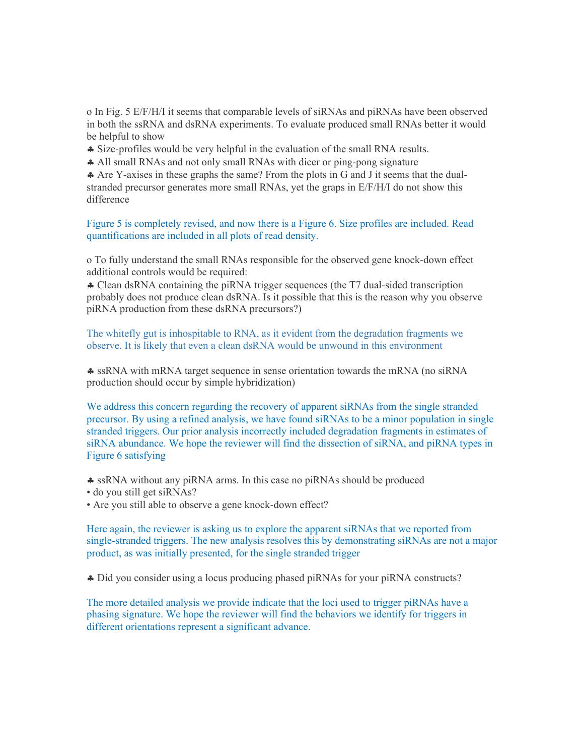o In Fig. 5 E/F/H/I it seems that comparable levels of siRNAs and piRNAs have been observed in both the ssRNA and dsRNA experiments. To evaluate produced small RNAs better it would be helpful to show

♣ Size-profiles would be very helpful in the evaluation of the small RNA results.

♣ All small RNAs and not only small RNAs with dicer or ping-pong signature

♣ Are Y-axises in these graphs the same? From the plots in G and J it seems that the dual-stranded precursor generates more small RNAs, yet the graps in E/F/H/I do not show this difference

Figure 5 is completely revised, and now there is a Figure 6. Size profiles are included. Read quantifications are included in all plots of read density.

o To fully understand the small RNAs responsible for the observed gene knock-down effect additional controls would be required:

♣ Clean dsRNA containing the piRNA trigger sequences (the T7 dual-sided transcription probably does not produce clean dsRNA. Is it possible that this is the reason why you observe piRNA production from these dsRNA precursors?)

The whitefly gut is inhospitable to RNA, as it evident from the degradation fragments we observe. It is likely that even a clean dsRNA would be unwound in this environment

♣ ssRNA with mRNA target sequence in sense orientation towards the mRNA (no siRNA production should occur by simple hybridization)

We address this concern regarding the recovery of apparent siRNAs from the single stranded precursor. By using a refined analysis, we have found siRNAs to be a minor population in single stranded triggers. Our prior analysis incorrectly included degradation fragments in estimates of siRNA abundance. We hope the reviewer will find the dissection of siRNA, and piRNA types in Figure 6 satisfying

♣ ssRNA without any piRNA arms. In this case no piRNAs should be produced

- do you still get siRNAs?
- Are you still able to observe a gene knock-down effect?

Here again, the reviewer is asking us to explore the apparent siRNAs that we reported from single-stranded triggers. The new analysis resolves this by demonstrating siRNAs are not a major product, as was initially presented, for the single stranded trigger

♣ Did you consider using a locus producing phased piRNAs for your piRNA constructs?

The more detailed analysis we provide indicate that the loci used to trigger piRNAs have a phasing signature. We hope the reviewer will find the behaviors we identify for triggers in different orientations represent a significant advance.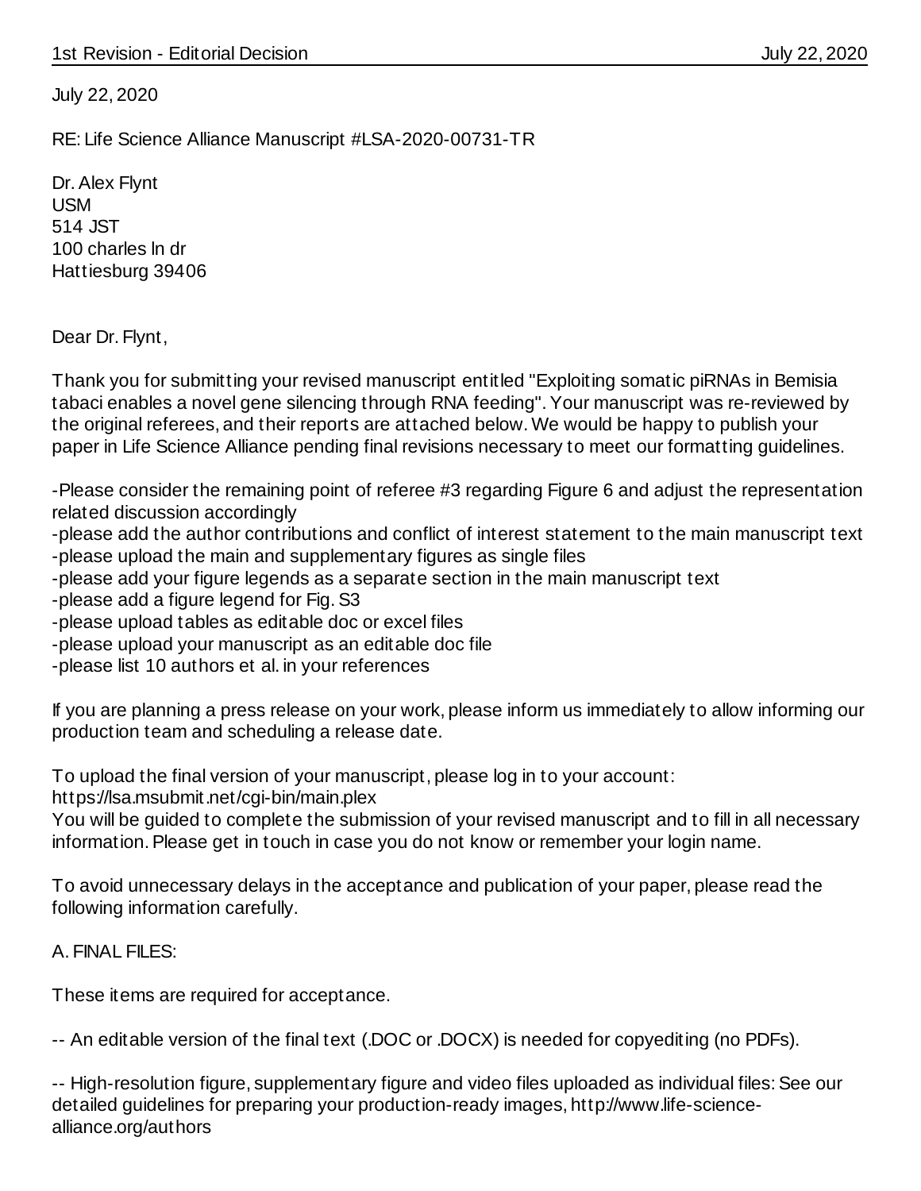July 22, 2020

RE: Life Science Alliance Manuscript #LSA-2020-00731-TR

Dr. Alex Flynt
USM
514 JST
100 charles ln dr
Hattiesburg 39406

Dear Dr. Flynt,

Thank you for submitting your revised manuscript entitled "Exploiting somatic piRNAs in Bemisia tabaci enables a novel gene silencing through RNA feeding". Your manuscript was re-reviewed by the original referees, and their reports are attached below. We would be happy to publish your paper in Life Science Alliance pending final revisions necessary to meet our formatting guidelines.

-Please consider the remaining point of referee #3 regarding Figure 6 and adjust the representation related discussion accordingly
-please add the author contributions and conflict of interest statement to the main manuscript text
-please upload the main and supplementary figures as single files
-please add your figure legends as a separate section in the main manuscript text
-please add a figure legend for Fig. S3
-please upload tables as editable doc or excel files
-please upload your manuscript as an editable doc file
-please list 10 authors et al. in your references

If you are planning a press release on your work, please inform us immediately to allow informing our production team and scheduling a release date.

To upload the final version of your manuscript, please log in to your account:
https://lsa.msubmit.net/cgi-bin/main.plex
You will be guided to complete the submission of your revised manuscript and to fill in all necessary information. Please get in touch in case you do not know or remember your login name.

To avoid unnecessary delays in the acceptance and publication of your paper, please read the following information carefully.

A. FINAL FILES:

These items are required for acceptance.

-- An editable version of the final text (.DOC or .DOCX) is needed for copyediting (no PDFs).

-- High-resolution figure, supplementary figure and video files uploaded as individual files: See our detailed guidelines for preparing your production-ready images, http://www.life-science-alliance.org/authors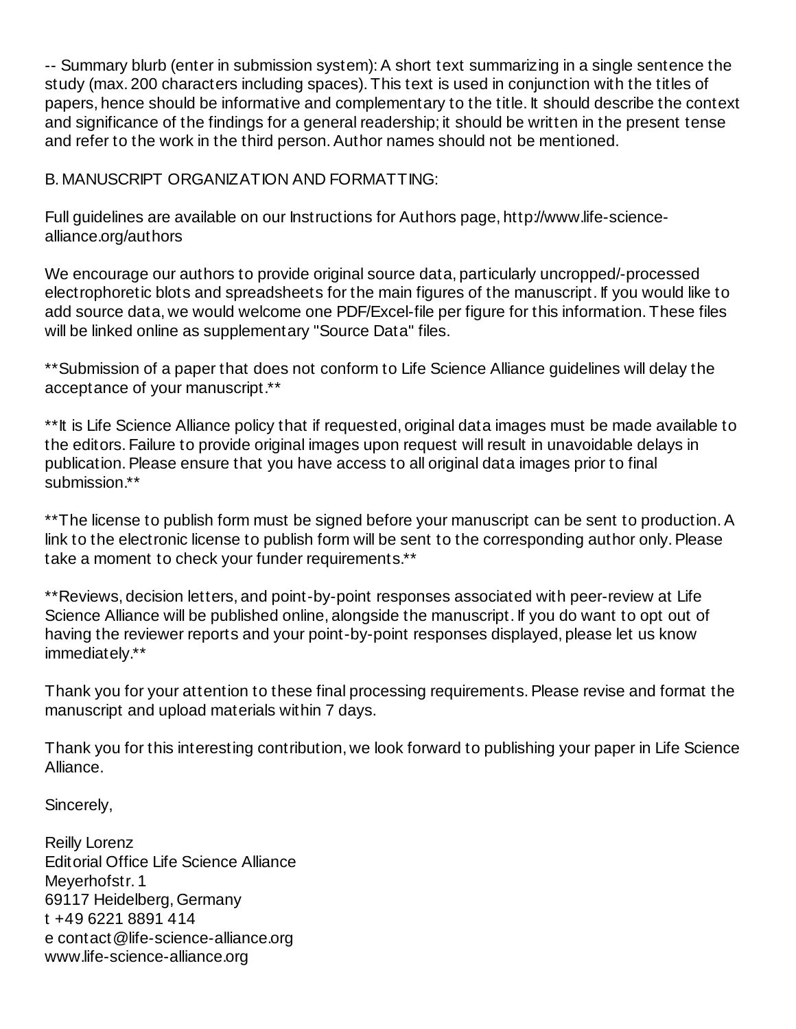-- Summary blurb (enter in submission system): A short text summarizing in a single sentence the study (max. 200 characters including spaces). This text is used in conjunction with the titles of papers, hence should be informative and complementary to the title. It should describe the context and significance of the findings for a general readership; it should be written in the present tense and refer to the work in the third person. Author names should not be mentioned.

B. MANUSCRIPT ORGANIZATION AND FORMATTING:

Full guidelines are available on our Instructions for Authors page, http://www.life-science-alliance.org/authors

We encourage our authors to provide original source data, particularly uncropped/-processed electrophoretic blots and spreadsheets for the main figures of the manuscript. If you would like to add source data, we would welcome one PDF/Excel-file per figure for this information. These files will be linked online as supplementary "Source Data" files.

**Submission of a paper that does not conform to Life Science Alliance guidelines will delay the acceptance of your manuscript.**

**It is Life Science Alliance policy that if requested, original data images must be made available to the editors. Failure to provide original images upon request will result in unavoidable delays in publication. Please ensure that you have access to all original data images prior to final submission.**

**The license to publish form must be signed before your manuscript can be sent to production. A link to the electronic license to publish form will be sent to the corresponding author only. Please take a moment to check your funder requirements.**

**Reviews, decision letters, and point-by-point responses associated with peer-review at Life Science Alliance will be published online, alongside the manuscript. If you do want to opt out of having the reviewer reports and your point-by-point responses displayed, please let us know immediately.**

Thank you for your attention to these final processing requirements. Please revise and format the manuscript and upload materials within 7 days.

Thank you for this interesting contribution, we look forward to publishing your paper in Life Science Alliance.

Sincerely,

Reilly Lorenz
Editorial Office Life Science Alliance
Meyerhofstr. 1
69117 Heidelberg, Germany
t +49 6221 8891 414
e contact@life-science-alliance.org
www.life-science-alliance.org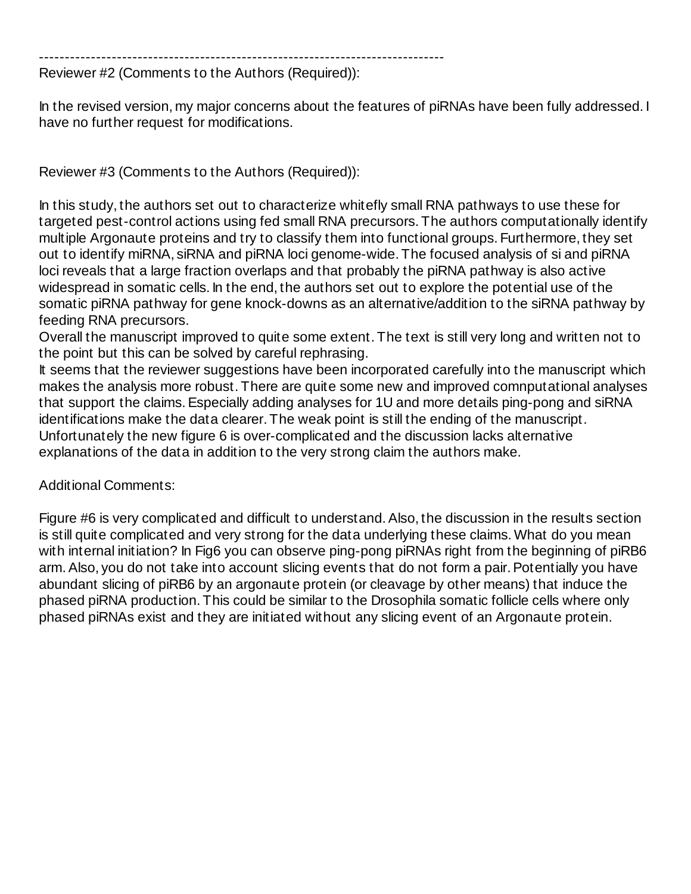-------------------------------------------------------------------------------

Reviewer #2 (Comments to the Authors (Required)):

In the revised version, my major concerns about the features of piRNAs have been fully addressed. I have no further request for modifications.

Reviewer #3 (Comments to the Authors (Required)):

In this study, the authors set out to characterize whitefly small RNA pathways to use these for targeted pest-control actions using fed small RNA precursors. The authors computationally identify multiple Argonaute proteins and try to classify them into functional groups. Furthermore, they set out to identify miRNA, siRNA and piRNA loci genome-wide. The focused analysis of si and piRNA loci reveals that a large fraction overlaps and that probably the piRNA pathway is also active widespread in somatic cells. In the end, the authors set out to explore the potential use of the somatic piRNA pathway for gene knock-downs as an alternative/addition to the siRNA pathway by feeding RNA precursors.

Overall the manuscript improved to quite some extent. The text is still very long and written not to the point but this can be solved by careful rephrasing.

It seems that the reviewer suggestions have been incorporated carefully into the manuscript which makes the analysis more robust. There are quite some new and improved comnputational analyses that support the claims. Especially adding analyses for 1U and more details ping-pong and siRNA identifications make the data clearer. The weak point is still the ending of the manuscript. Unfortunately the new figure 6 is over-complicated and the discussion lacks alternative explanations of the data in addition to the very strong claim the authors make.

Additional Comments:

Figure #6 is very complicated and difficult to understand. Also, the discussion in the results section is still quite complicated and very strong for the data underlying these claims. What do you mean with internal initiation? In Fig6 you can observe ping-pong piRNAs right from the beginning of piRB6 arm. Also, you do not take into account slicing events that do not form a pair. Potentially you have abundant slicing of piRB6 by an argonaute protein (or cleavage by other means) that induce the phased piRNA production. This could be similar to the Drosophila somatic follicle cells where only phased piRNAs exist and they are initiated without any slicing event of an Argonaute protein.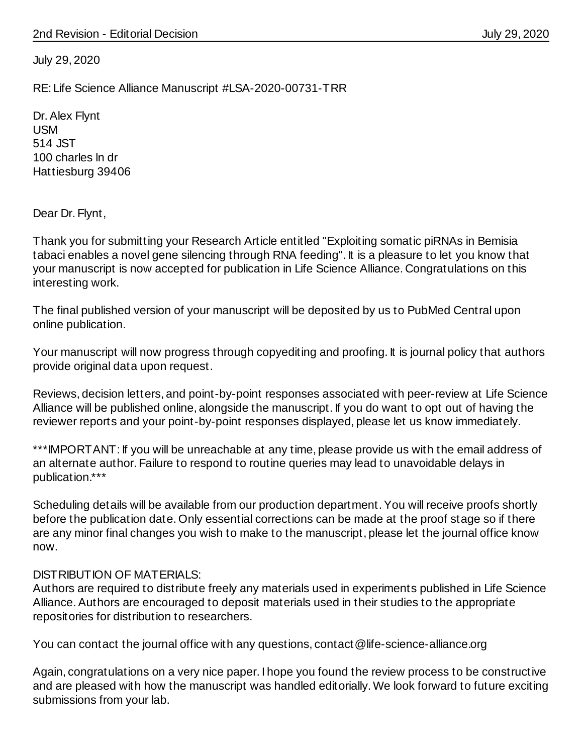# 2nd Revision - Editorial Decision July 29, 2020

July 29, 2020

RE: Life Science Alliance Manuscript #LSA-2020-00731-TRR

Dr. Alex Flynt
USM
514 JST
100 charles ln dr
Hattiesburg 39406

Dear Dr. Flynt,

Thank you for submitting your Research Article entitled "Exploiting somatic piRNAs in Bemisia tabaci enables a novel gene silencing through RNA feeding". It is a pleasure to let you know that your manuscript is now accepted for publication in Life Science Alliance. Congratulations on this interesting work.

The final published version of your manuscript will be deposited by us to PubMed Central upon online publication.

Your manuscript will now progress through copyediting and proofing. It is journal policy that authors provide original data upon request.

Reviews, decision letters, and point-by-point responses associated with peer-review at Life Science Alliance will be published online, alongside the manuscript. If you do want to opt out of having the reviewer reports and your point-by-point responses displayed, please let us know immediately.

***IMPORTANT: If you will be unreachable at any time, please provide us with the email address of an alternate author. Failure to respond to routine queries may lead to unavoidable delays in publication.***

Scheduling details will be available from our production department. You will receive proofs shortly before the publication date. Only essential corrections can be made at the proof stage so if there are any minor final changes you wish to make to the manuscript, please let the journal office know now.

DISTRIBUTION OF MATERIALS:
Authors are required to distribute freely any materials used in experiments published in Life Science Alliance. Authors are encouraged to deposit materials used in their studies to the appropriate repositories for distribution to researchers.

You can contact the journal office with any questions, contact@life-science-alliance.org

Again, congratulations on a very nice paper. I hope you found the review process to be constructive and are pleased with how the manuscript was handled editorially. We look forward to future exciting submissions from your lab.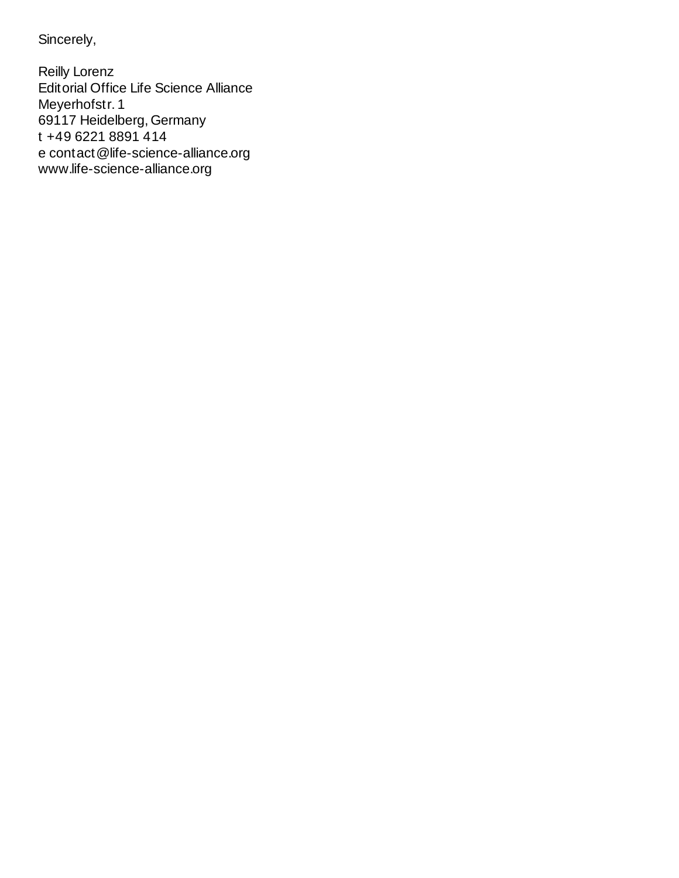Sincerely,

Reilly Lorenz
Editorial Office Life Science Alliance
Meyerhofstr. 1
69117 Heidelberg, Germany
t +49 6221 8891 414
e contact@life-science-alliance.org
www.life-science-alliance.org